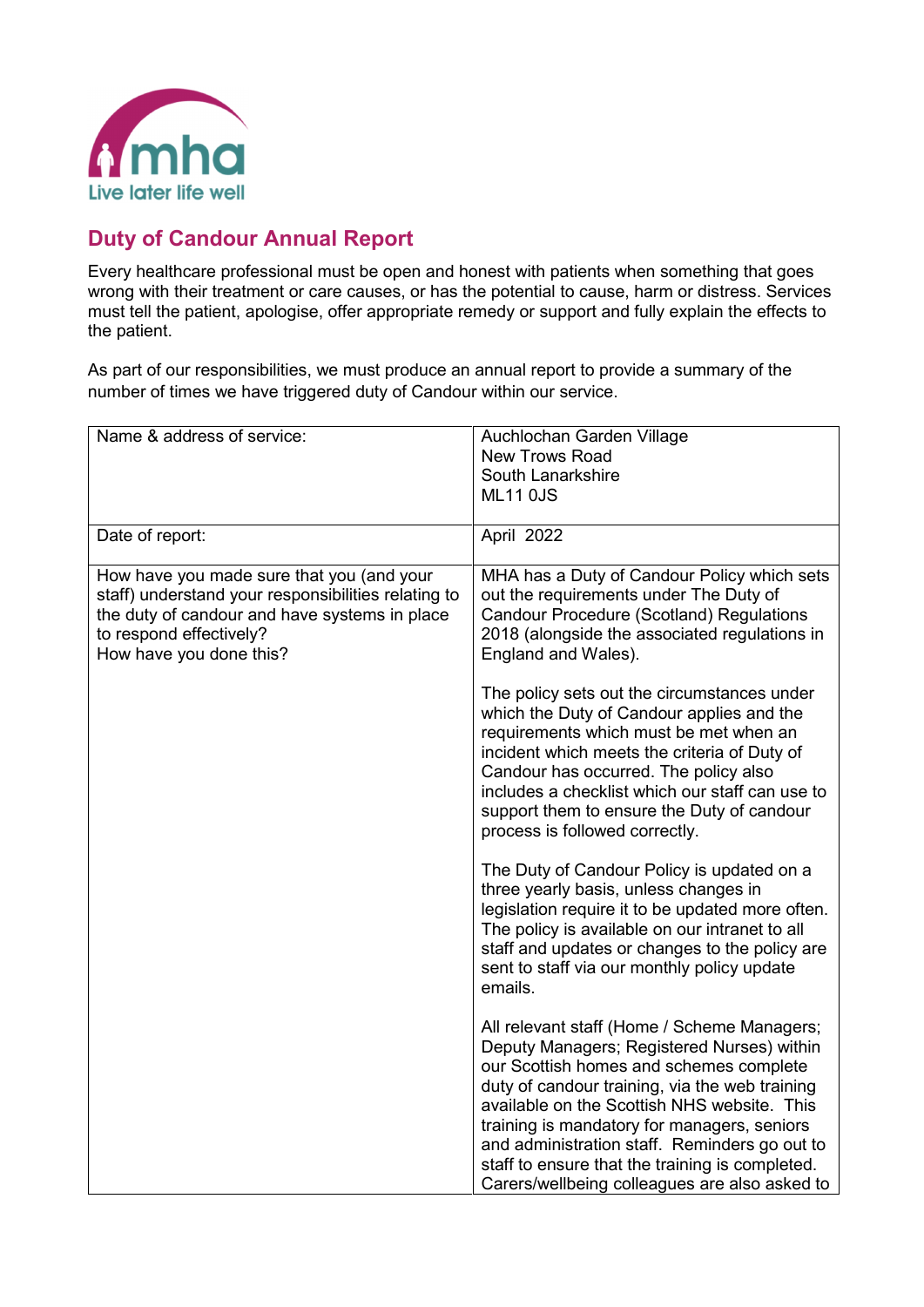mha
Live later life well

## Duty of Candour Annual Report

Every healthcare professional must be open and honest with patients when something that goes wrong with their treatment or care causes, or has the potential to cause, harm or distress. Services must tell the patient, apologise, offer appropriate remedy or support and fully explain the effects to the patient.

As part of our responsibilities, we must produce an annual report to provide a summary of the number of times we have triggered duty of Candour within our service.

| | |
|---|---|
| Name & address of service: | Auchlochan Garden Village<br>New Trows Road<br>South Lanarkshire<br>ML11 0JS |
| Date of report: | April 2022 |
| How have you made sure that you (and your staff) understand your responsibilities relating to the duty of candour and have systems in place to respond effectively?<br>How have you done this? | MHA has a Duty of Candour Policy which sets out the requirements under The Duty of Candour Procedure (Scotland) Regulations 2018 (alongside the associated regulations in England and Wales).<br><br>The policy sets out the circumstances under which the Duty of Candour applies and the requirements which must be met when an incident which meets the criteria of Duty of Candour has occurred. The policy also includes a checklist which our staff can use to support them to ensure the Duty of candour process is followed correctly.<br><br>The Duty of Candour Policy is updated on a three yearly basis, unless changes in legislation require it to be updated more often. The policy is available on our intranet to all staff and updates or changes to the policy are sent to staff via our monthly policy update emails.<br><br>All relevant staff (Home / Scheme Managers; Deputy Managers; Registered Nurses) within our Scottish homes and schemes complete duty of candour training, via the web training available on the Scottish NHS website. This training is mandatory for managers, seniors and administration staff. Reminders go out to staff to ensure that the training is completed. Carers/wellbeing colleagues are also asked to |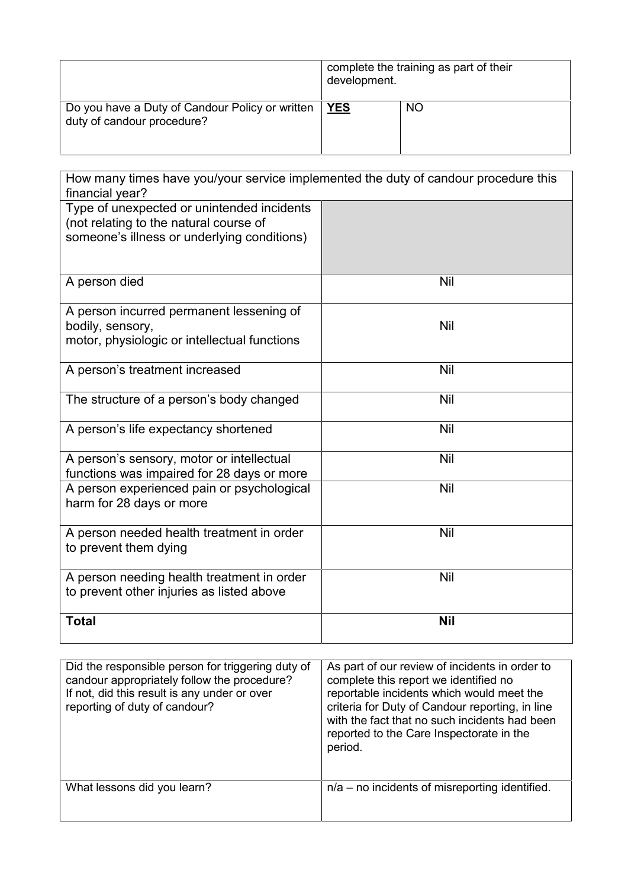| | complete the training as part of their development. | |
|---|---|---|
| Do you have a Duty of Candour Policy or written duty of candour procedure? | **<u>YES</u>** | NO |

| How many times have you/your service implemented the duty of candour procedure this financial year? | |
|---|---|
| Type of unexpected or unintended incidents (not relating to the natural course of someone's illness or underlying conditions) | |
| A person died | Nil |
| A person incurred permanent lessening of bodily, sensory, motor, physiologic or intellectual functions | Nil |
| A person's treatment increased | Nil |
| The structure of a person's body changed | Nil |
| A person's life expectancy shortened | Nil |
| A person's sensory, motor or intellectual functions was impaired for 28 days or more | Nil |
| A person experienced pain or psychological harm for 28 days or more | Nil |
| A person needed health treatment in order to prevent them dying | Nil |
| A person needing health treatment in order to prevent other injuries as listed above | Nil |
| **Total** | **Nil** |

| Did the responsible person for triggering duty of candour appropriately follow the procedure? If not, did this result is any under or over reporting of duty of candour? | As part of our review of incidents in order to complete this report we identified no reportable incidents which would meet the criteria for Duty of Candour reporting, in line with the fact that no such incidents had been reported to the Care Inspectorate in the period. |
|---|---|
| What lessons did you learn? | n/a – no incidents of misreporting identified. |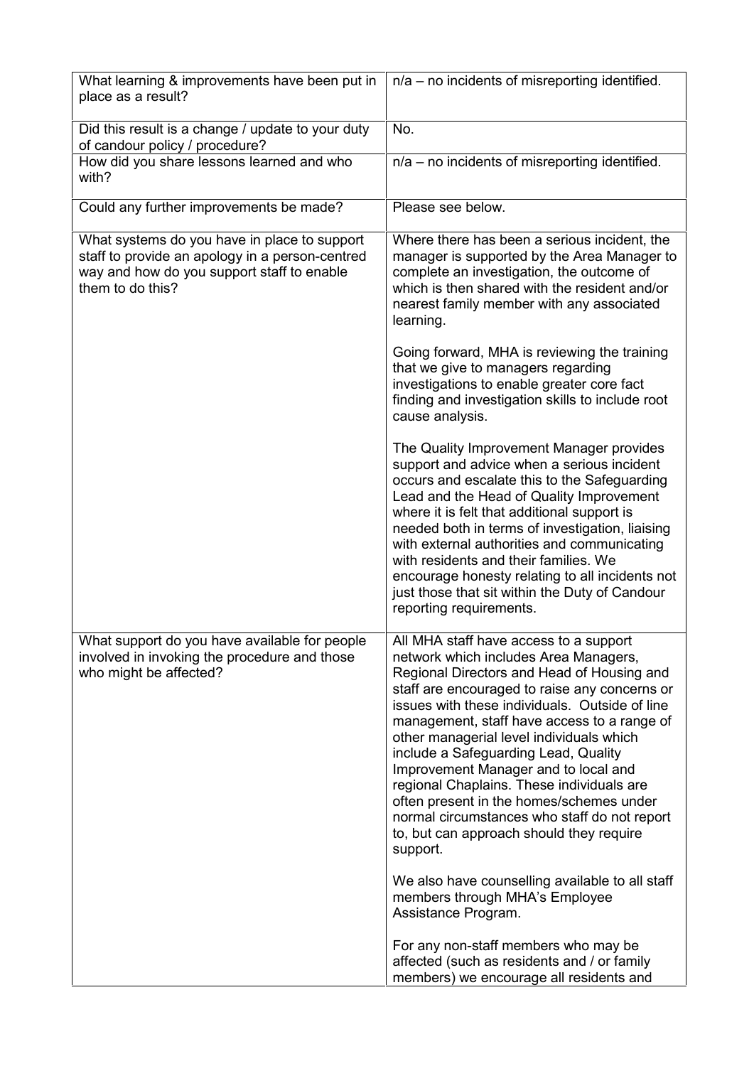| | |
|---|---|
| What learning & improvements have been put in place as a result? | n/a – no incidents of misreporting identified. |
| Did this result is a change / update to your duty of candour policy / procedure? | No. |
| How did you share lessons learned and who with? | n/a – no incidents of misreporting identified. |
| Could any further improvements be made? | Please see below. |
| What systems do you have in place to support staff to provide an apology in a person-centred way and how do you support staff to enable them to do this? | Where there has been a serious incident, the manager is supported by the Area Manager to complete an investigation, the outcome of which is then shared with the resident and/or nearest family member with any associated learning.<br><br>Going forward, MHA is reviewing the training that we give to managers regarding investigations to enable greater core fact finding and investigation skills to include root cause analysis.<br><br>The Quality Improvement Manager provides support and advice when a serious incident occurs and escalate this to the Safeguarding Lead and the Head of Quality Improvement where it is felt that additional support is needed both in terms of investigation, liaising with external authorities and communicating with residents and their families. We encourage honesty relating to all incidents not just those that sit within the Duty of Candour reporting requirements. |
| What support do you have available for people involved in invoking the procedure and those who might be affected? | All MHA staff have access to a support network which includes Area Managers, Regional Directors and Head of Housing and staff are encouraged to raise any concerns or issues with these individuals. Outside of line management, staff have access to a range of other managerial level individuals which include a Safeguarding Lead, Quality Improvement Manager and to local and regional Chaplains. These individuals are often present in the homes/schemes under normal circumstances who staff do not report to, but can approach should they require support.<br><br>We also have counselling available to all staff members through MHA's Employee Assistance Program.<br><br>For any non-staff members who may be affected (such as residents and / or family members) we encourage all residents and |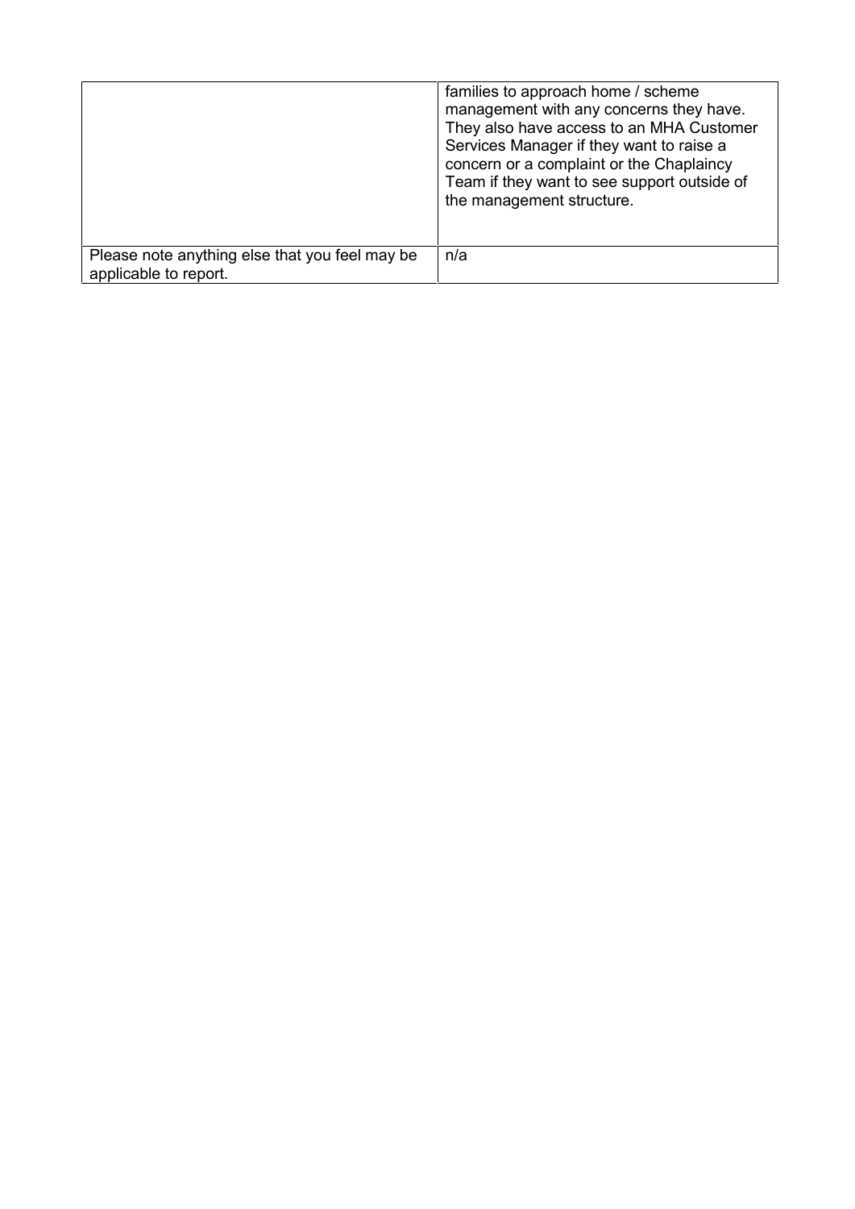| | |
|---|---|
| | families to approach home / scheme management with any concerns they have. They also have access to an MHA Customer Services Manager if they want to raise a concern or a complaint or the Chaplaincy Team if they want to see support outside of the management structure. |
| Please note anything else that you feel may be applicable to report. | n/a |